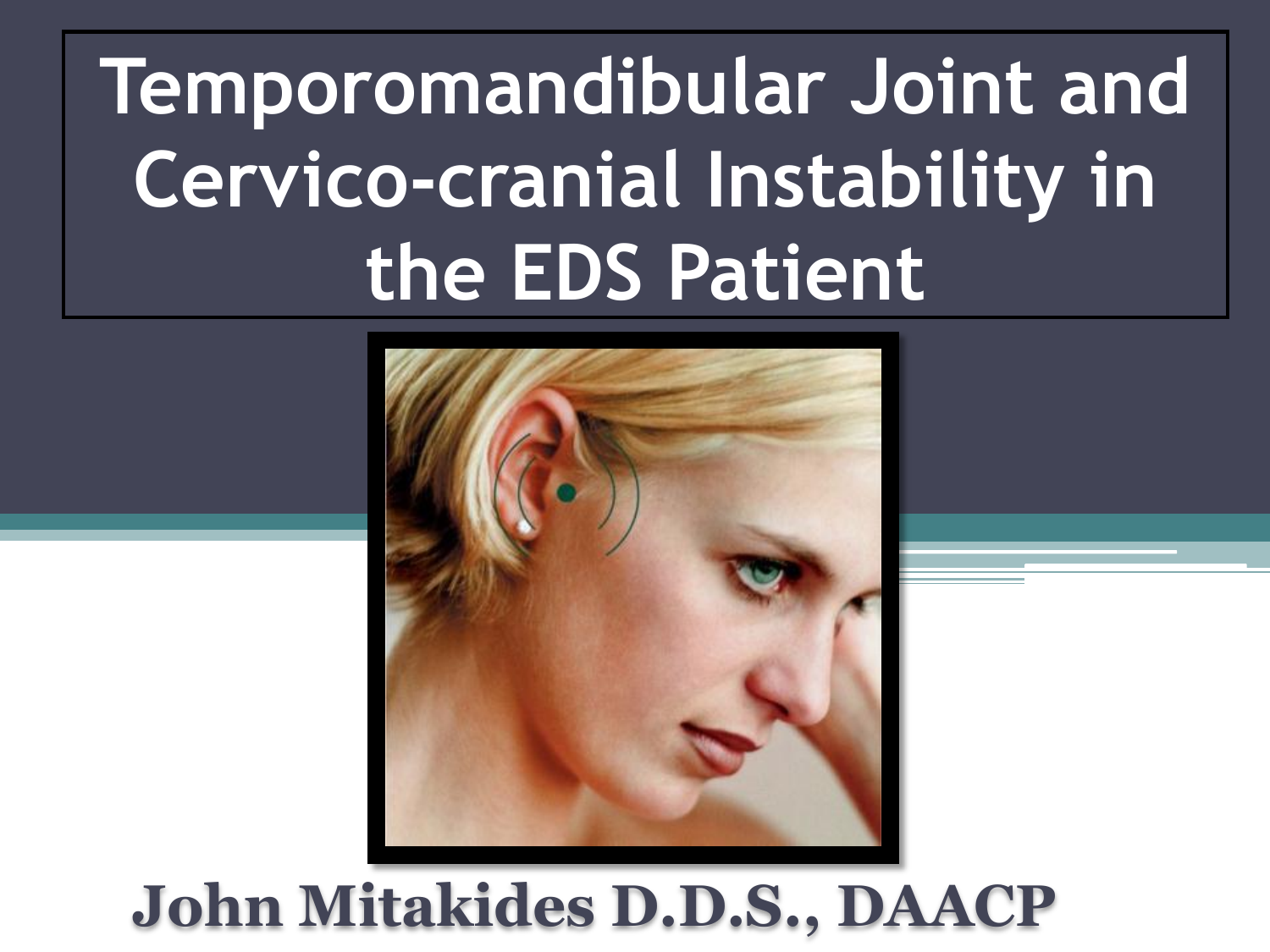# Temporomandibular Joint and Cervico-cranial Instability in the EDS Patient

**John Mitakides D.D.S., DAACP**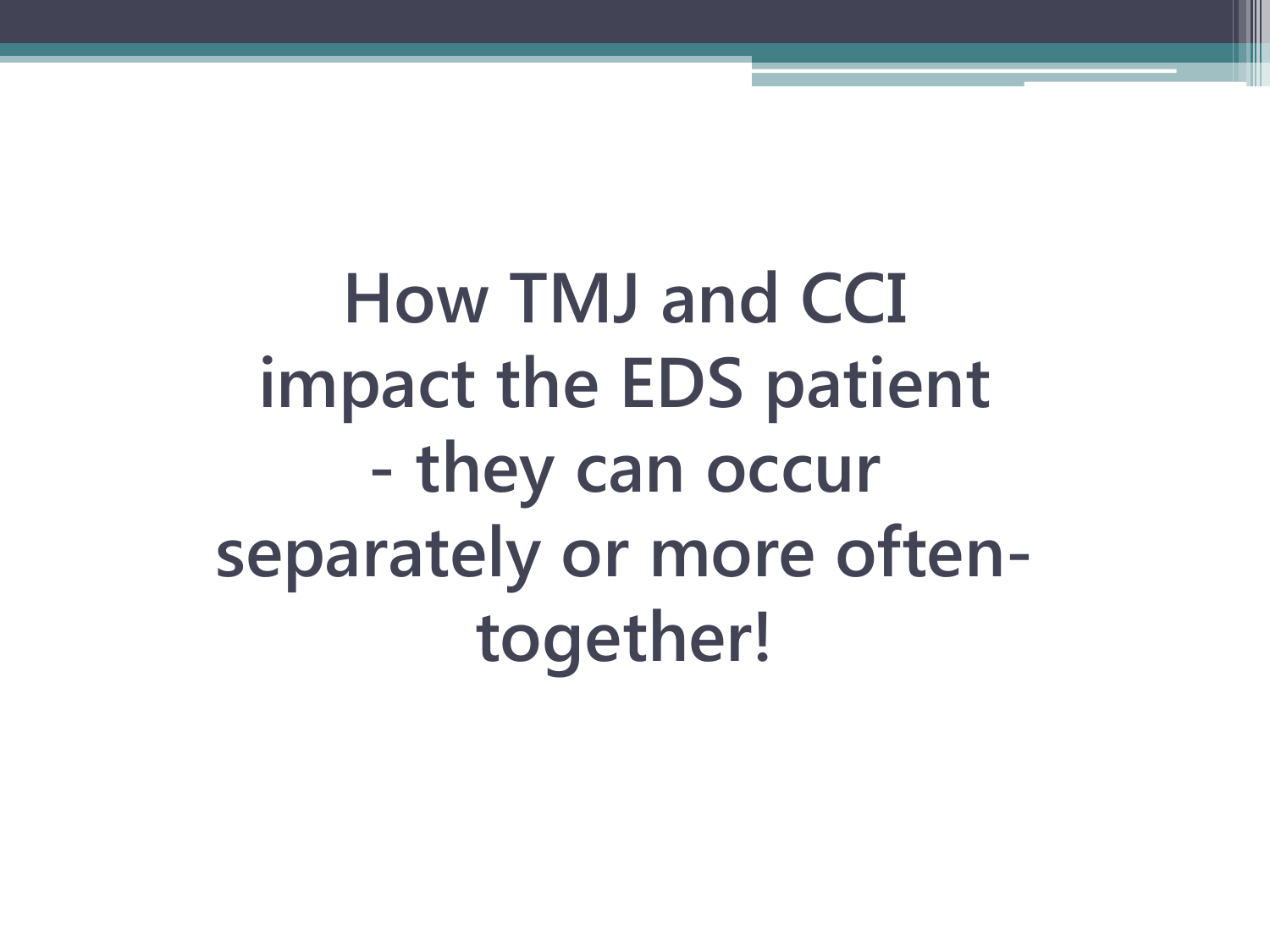# How TMJ and CCI impact the EDS patient - they can occur separately or more often- together!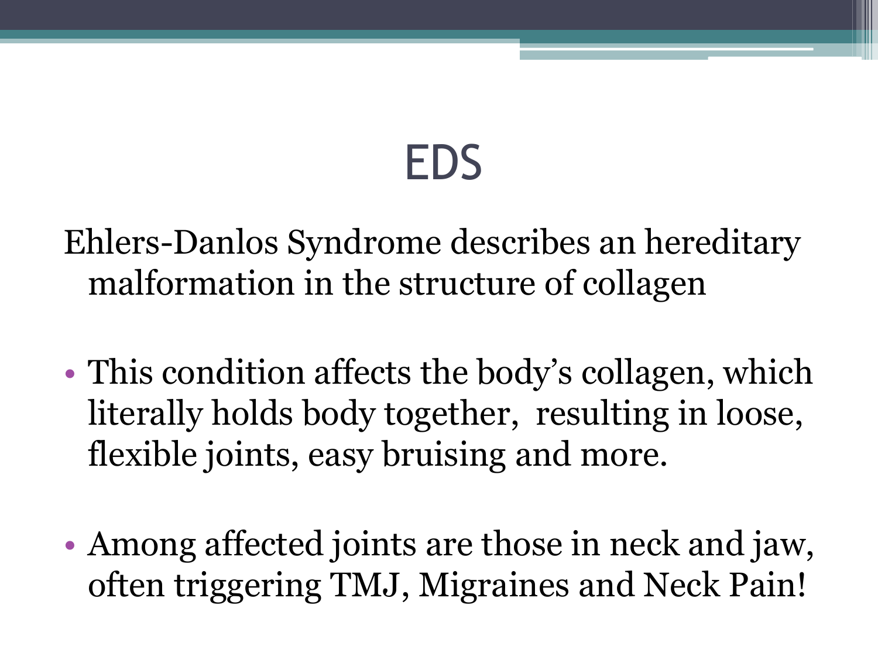# EDS

Ehlers-Danlos Syndrome describes an hereditary malformation in the structure of collagen

- This condition affects the body's collagen, which literally holds body together,  resulting in loose, flexible joints, easy bruising and more.
- Among affected joints are those in neck and jaw, often triggering TMJ, Migraines and Neck Pain!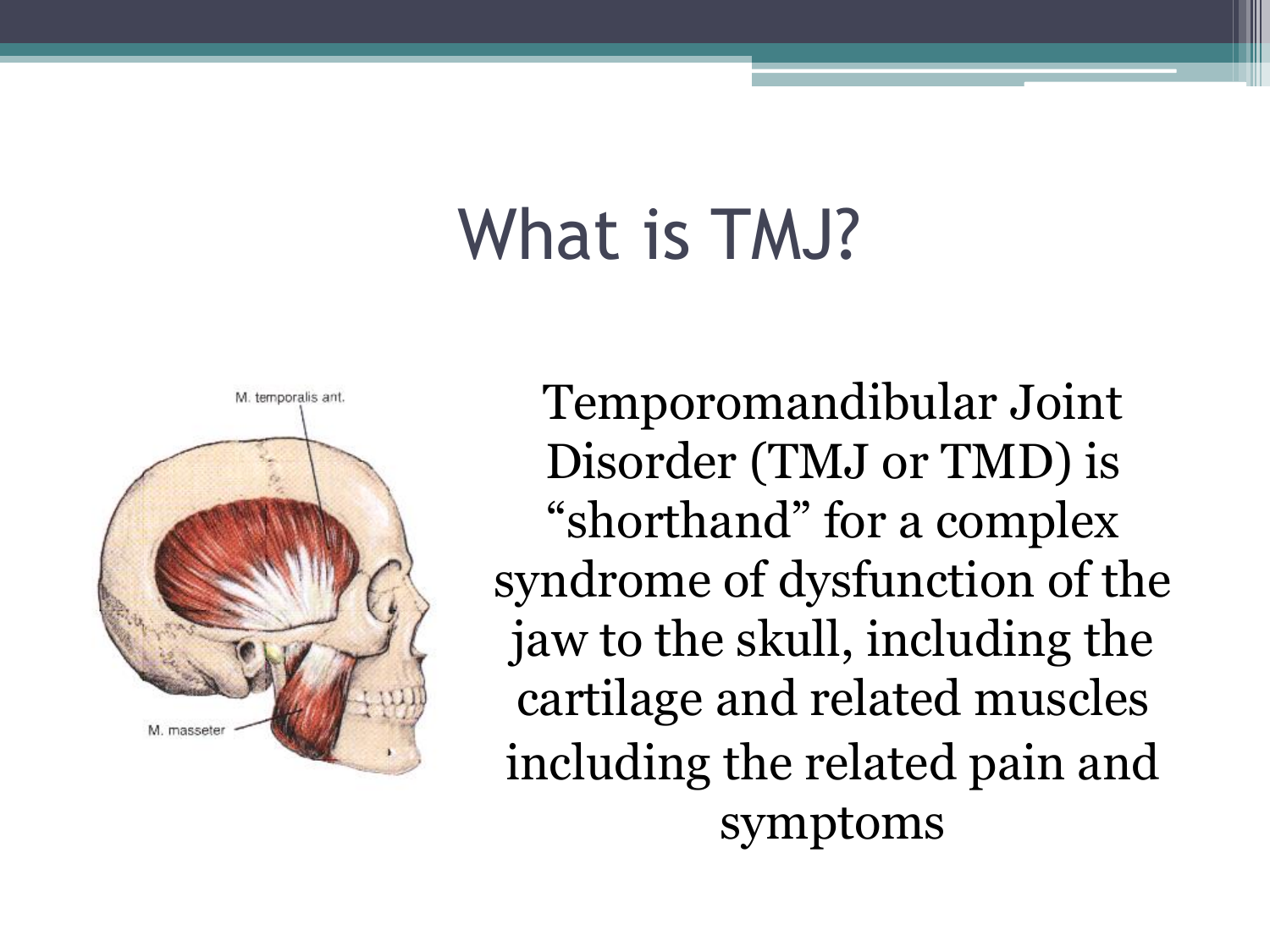# What is TMJ?

M. temporalis ant.

M. masseter

Temporomandibular Joint Disorder (TMJ or TMD) is "shorthand" for a complex syndrome of dysfunction of the jaw to the skull, including the cartilage and related muscles including the related pain and symptoms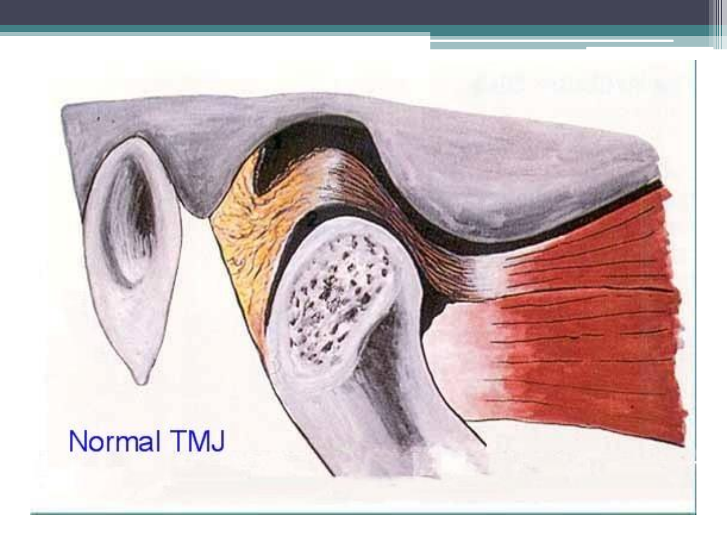Normal TMJ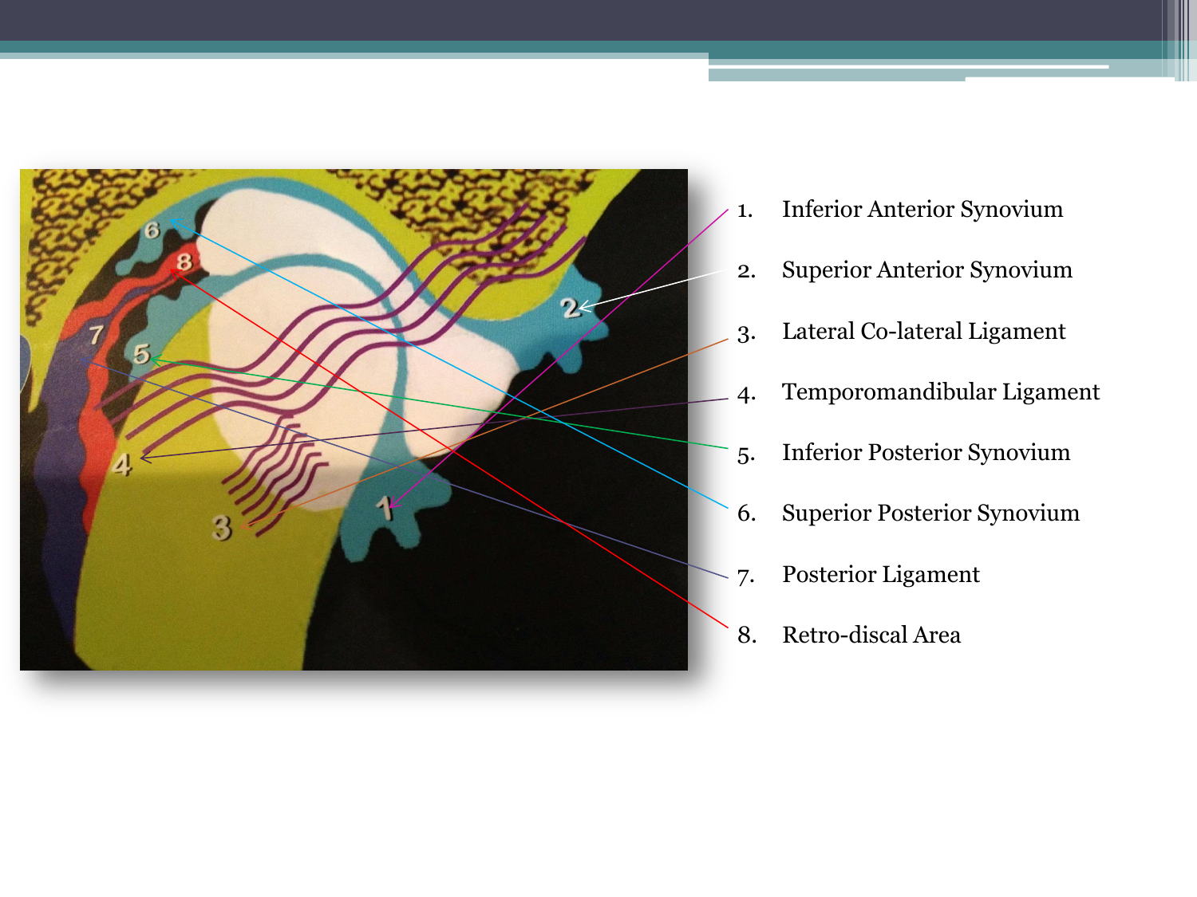1. Inferior Anterior Synovium
2. Superior Anterior Synovium
3. Lateral Co-lateral Ligament
4. Temporomandibular Ligament
5. Inferior Posterior Synovium
6. Superior Posterior Synovium
7. Posterior Ligament
8. Retro-discal Area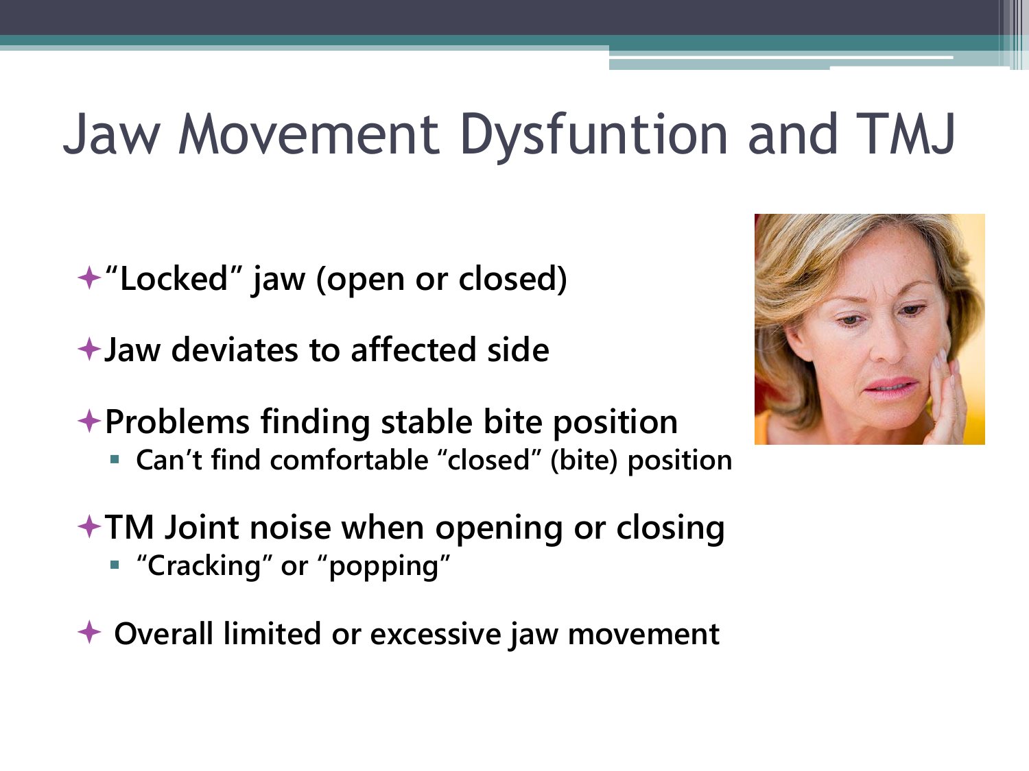# Jaw Movement Dysfuntion and TMJ

- **"Locked" jaw (open or closed)**
- **Jaw deviates to affected side**
- **Problems finding stable bite position**
  - **Can't find comfortable "closed" (bite) position**
- **TM Joint noise when opening or closing**
  - **"Cracking" or "popping"**
- **Overall limited or excessive jaw movement**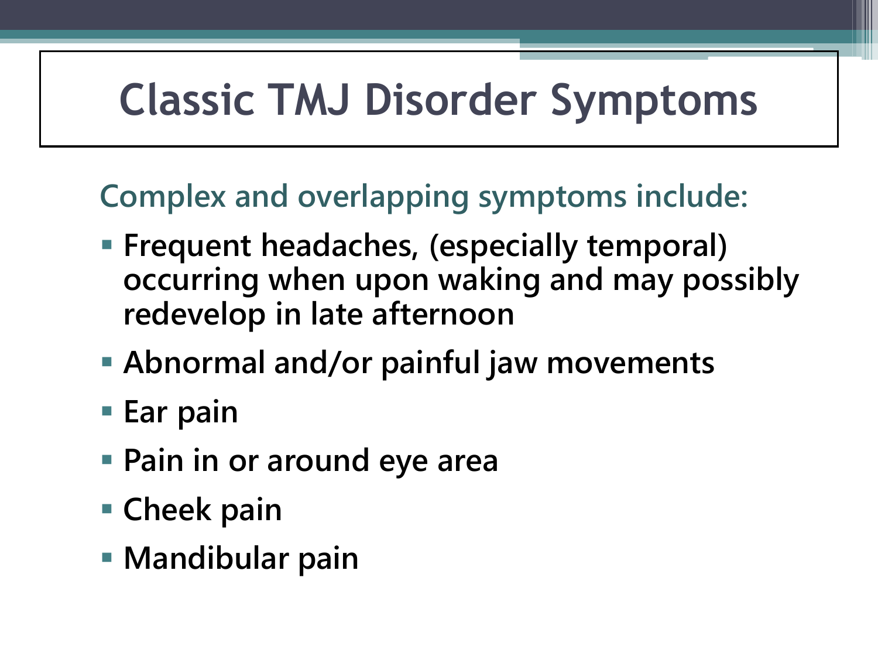# Classic TMJ Disorder Symptoms

Complex and overlapping symptoms include:

- **Frequent headaches, (especially temporal) occurring when upon waking and may possibly redevelop in late afternoon**
- **Abnormal and/or painful jaw movements**
- **Ear pain**
- **Pain in or around eye area**
- **Cheek pain**
- **Mandibular pain**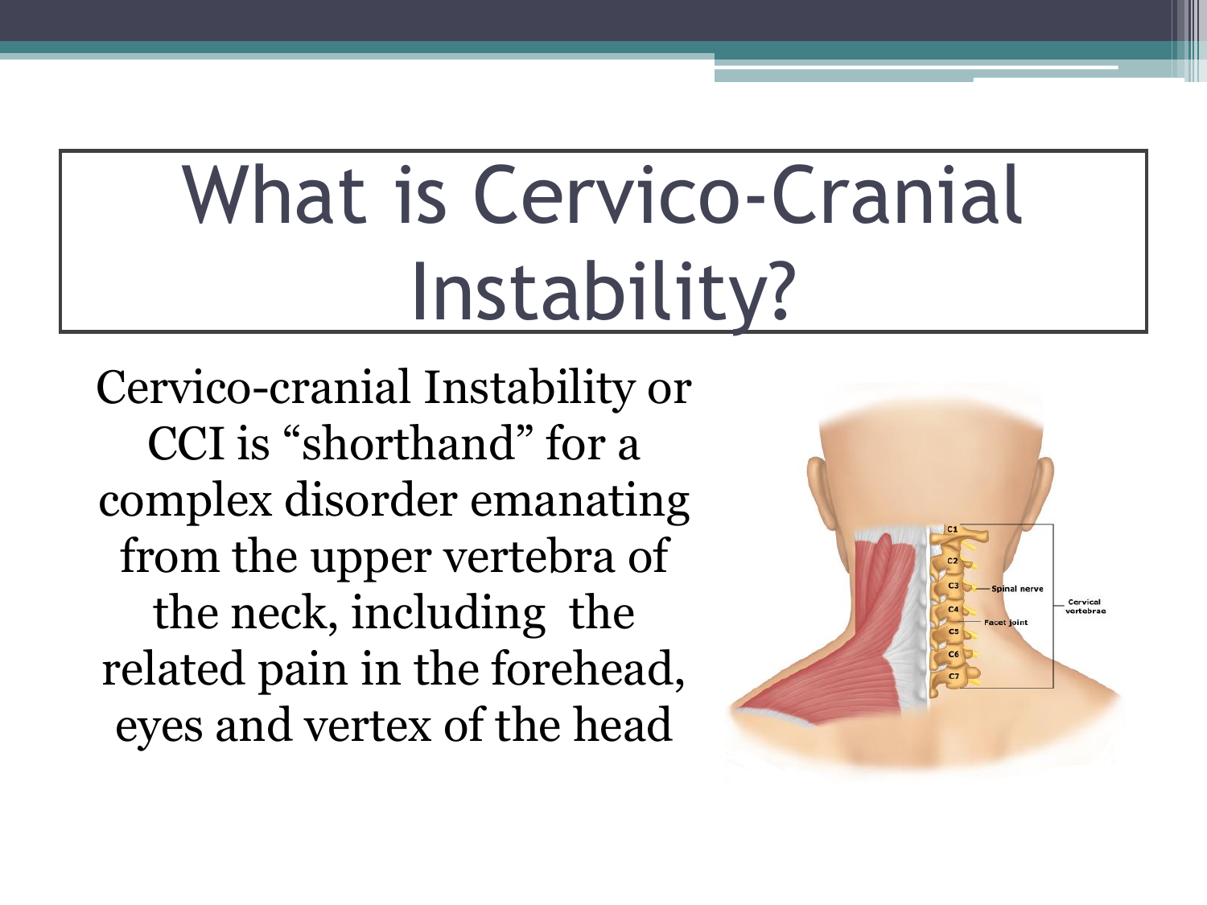# What is Cervico-Cranial Instability?

Cervico-cranial Instability or CCI is "shorthand" for a complex disorder emanating from the upper vertebra of the neck, including the related pain in the forehead, eyes and vertex of the head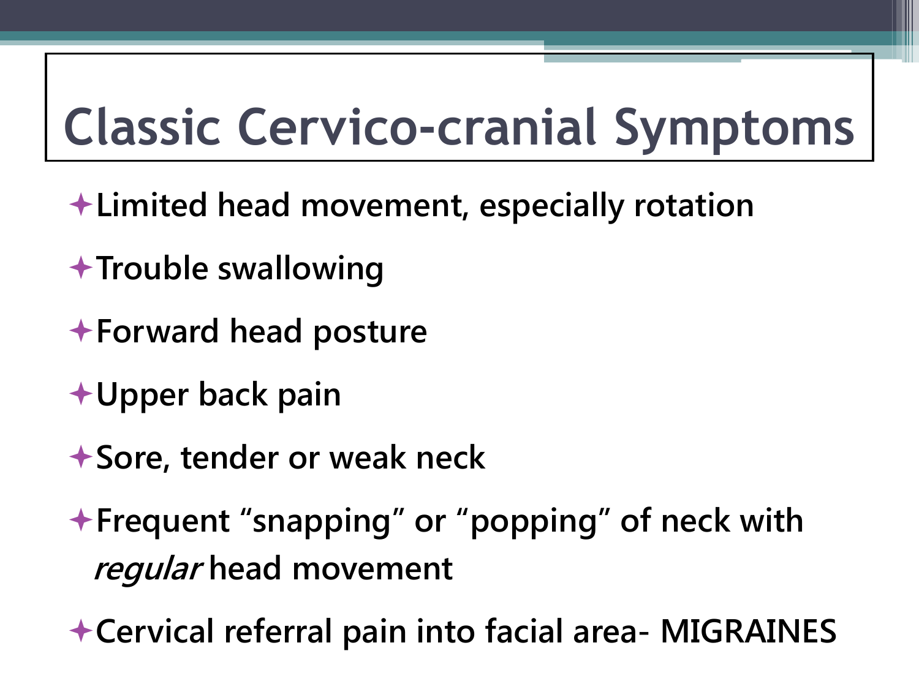# Classic Cervico-cranial Symptoms

- Limited head movement, especially rotation
- Trouble swallowing
- Forward head posture
- Upper back pain
- Sore, tender or weak neck
- Frequent "snapping" or "popping" of neck with *regular* head movement
- Cervical referral pain into facial area- MIGRAINES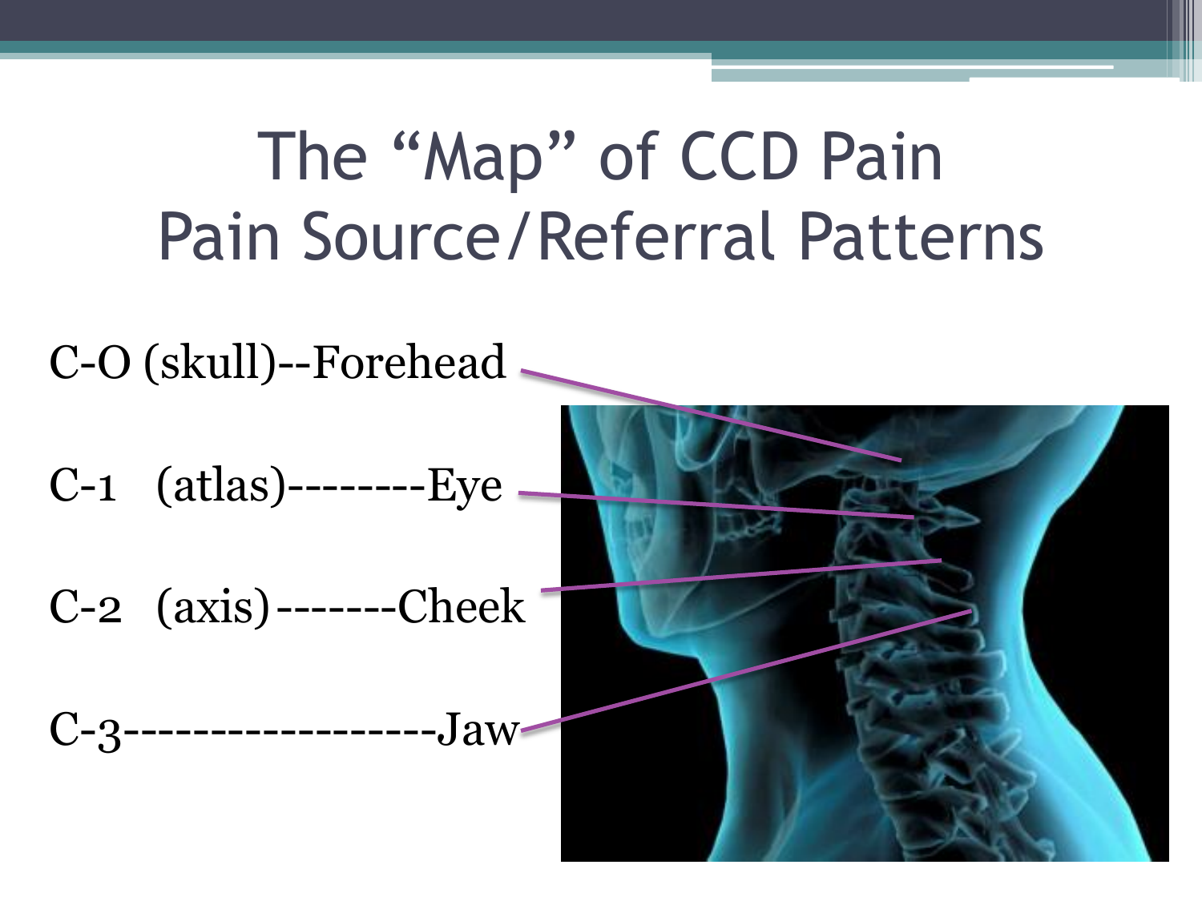# The "Map" of CCD Pain
# Pain Source/Referral Patterns

C-O (skull)--Forehead

C-1 (atlas)--------Eye

C-2 (axis)-------Cheek

C-3-----------------Jaw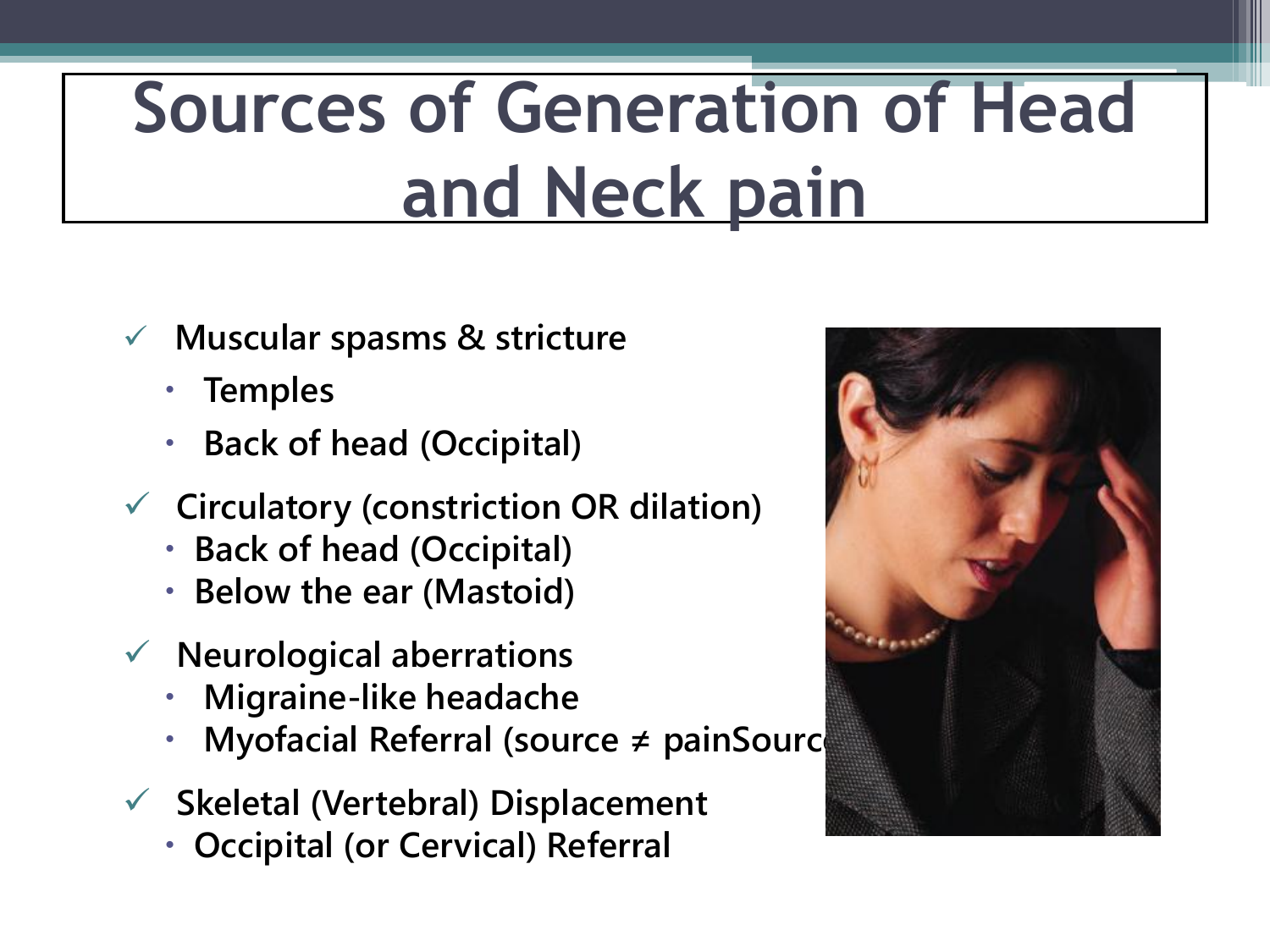# Sources of Generation of Head and Neck pain

- Muscular spasms & stricture
  - Temples
  - Back of head (Occipital)
- Circulatory (constriction OR dilation)
  - Back of head (Occipital)
  - Below the ear (Mastoid)
- Neurological aberrations
  - Migraine-like headache
  - Myofacial Referral (source ≠ painSourc
- Skeletal (Vertebral) Displacement
  - Occipital (or Cervical) Referral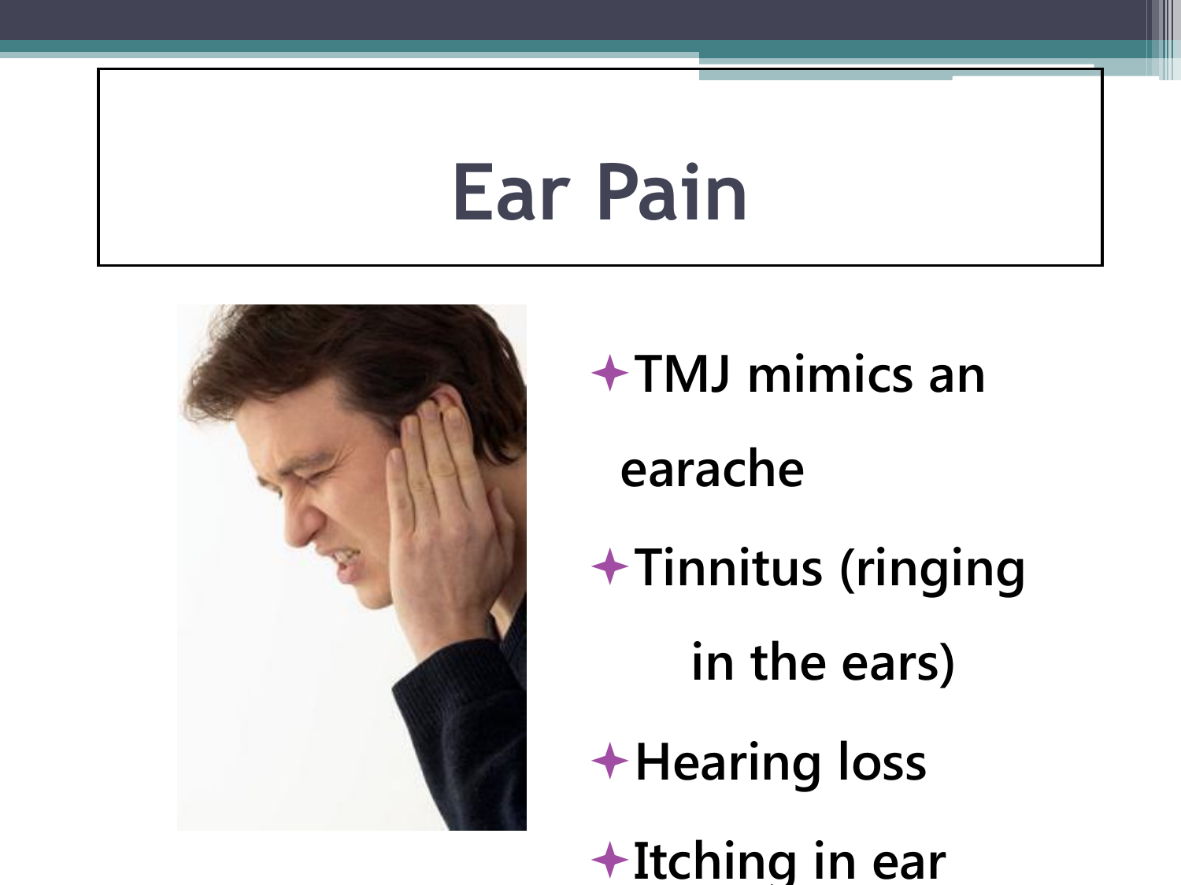# Ear Pain

- TMJ mimics an earache
- Tinnitus (ringing in the ears)
- Hearing loss
- Itching in ear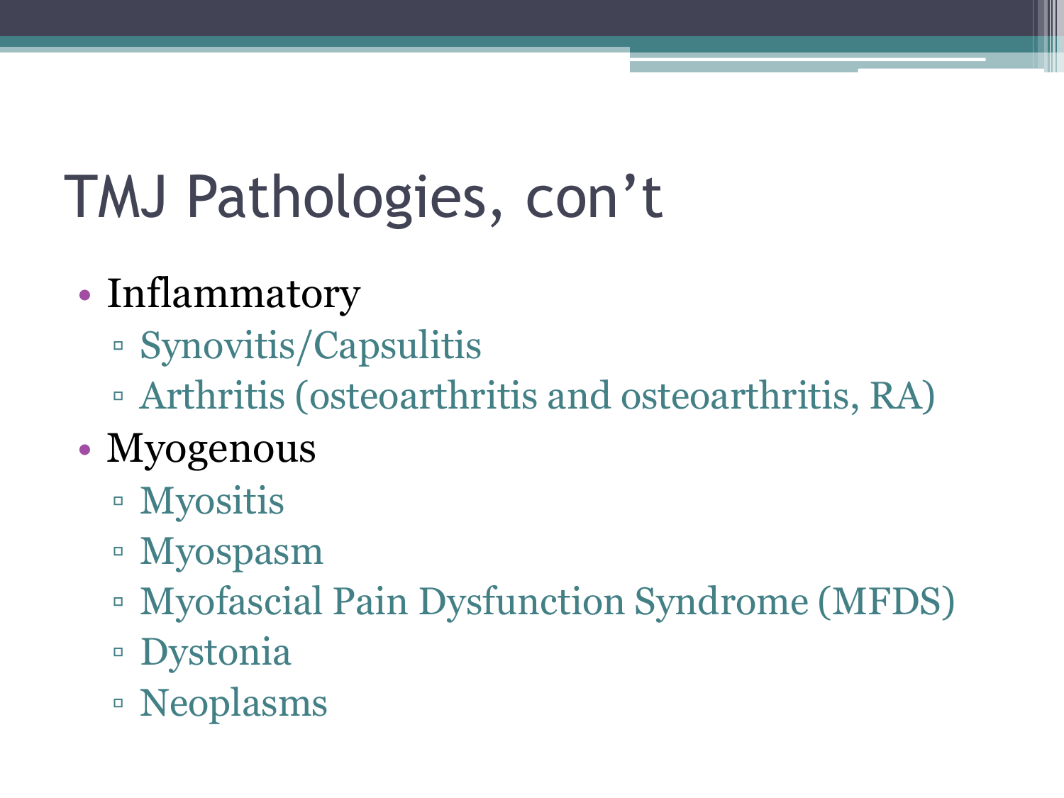# TMJ Pathologies, con't

- Inflammatory
  - Synovitis/Capsulitis
  - Arthritis (osteoarthritis and osteoarthritis, RA)
- Myogenous
  - Myositis
  - Myospasm
  - Myofascial Pain Dysfunction Syndrome (MFDS)
  - Dystonia
  - Neoplasms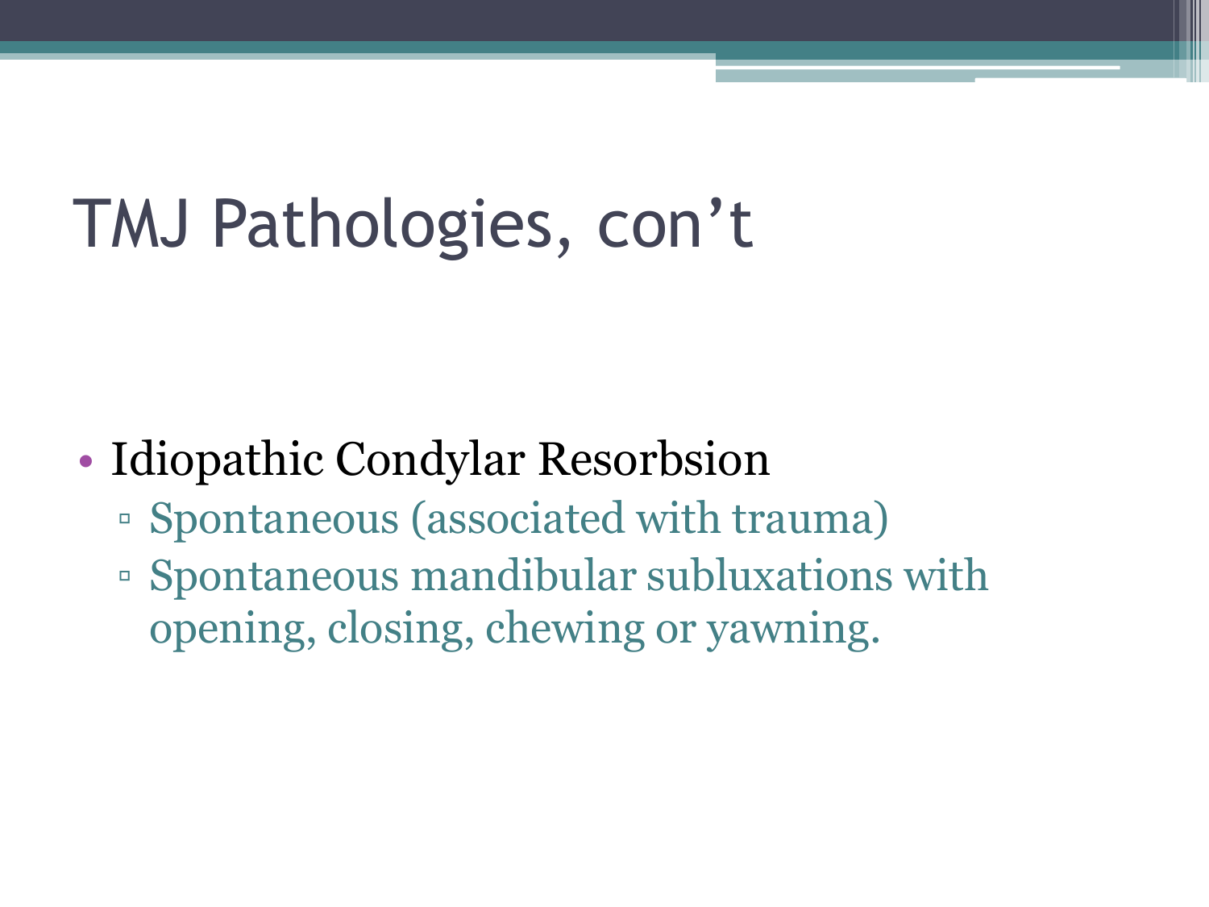# TMJ Pathologies, con't

- Idiopathic Condylar Resorbsion
  - Spontaneous (associated with trauma)
  - Spontaneous mandibular subluxations with opening, closing, chewing or yawning.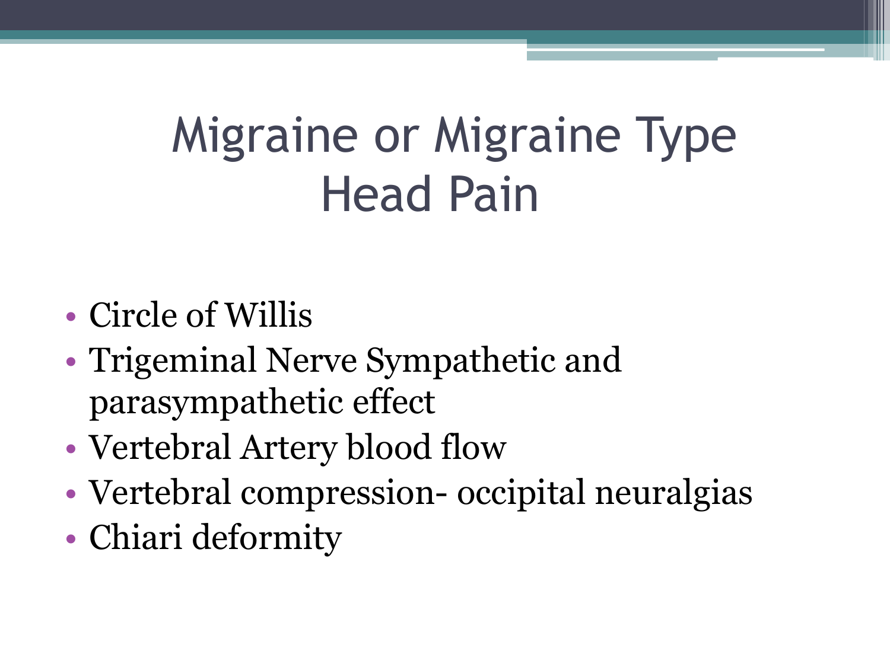# Migraine or Migraine Type Head Pain

- Circle of Willis
- Trigeminal Nerve Sympathetic and parasympathetic effect
- Vertebral Artery blood flow
- Vertebral compression- occipital neuralgias
- Chiari deformity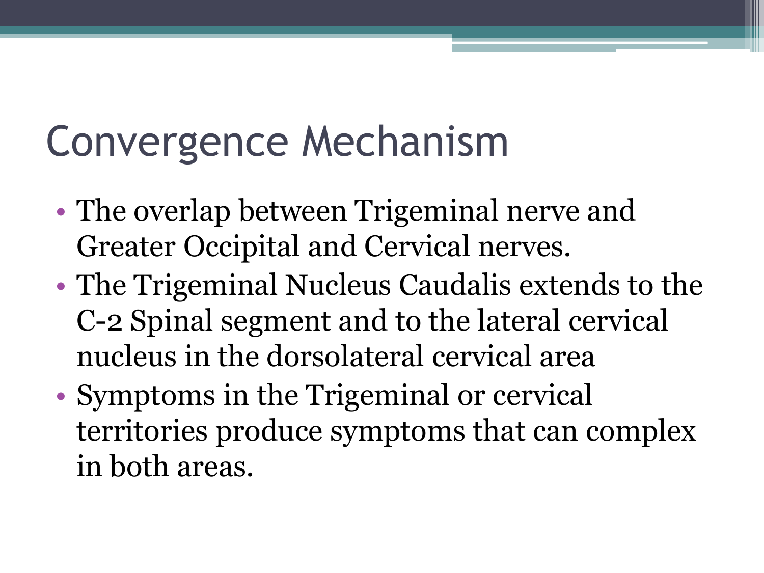# Convergence Mechanism

- The overlap between Trigeminal nerve and Greater Occipital and Cervical nerves.
- The Trigeminal Nucleus Caudalis extends to the C-2 Spinal segment and to the lateral cervical nucleus in the dorsolateral cervical area
- Symptoms in the Trigeminal or cervical territories produce symptoms that can complex in both areas.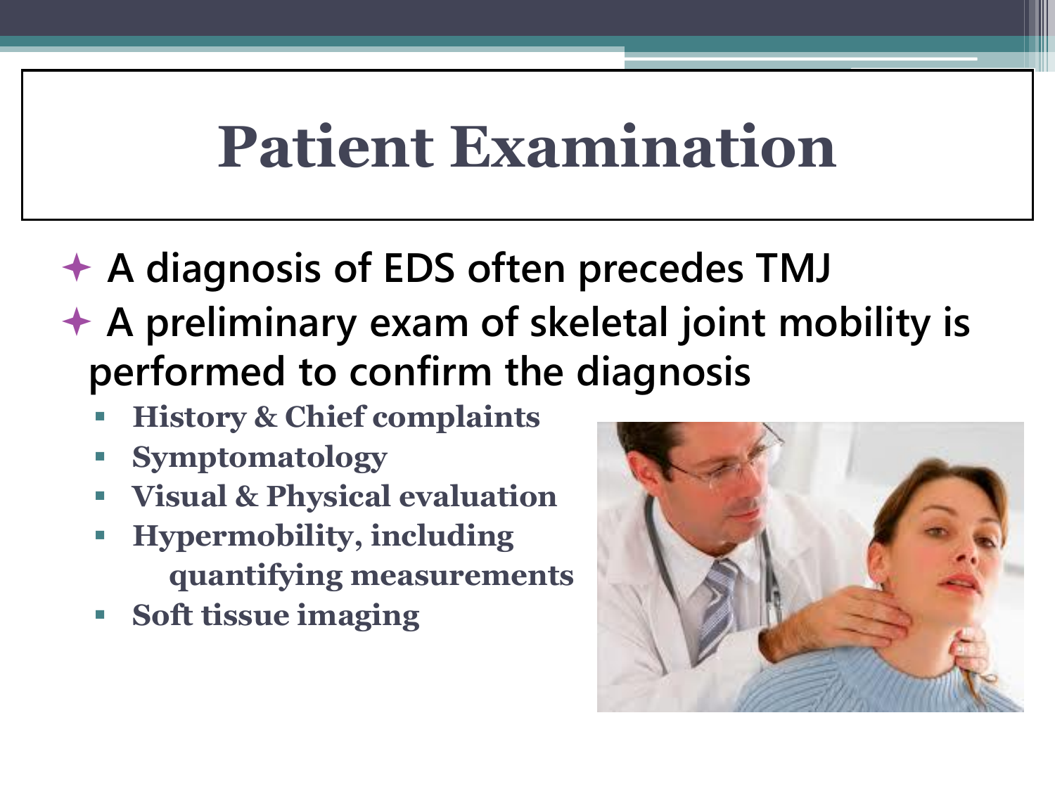# Patient Examination

- A diagnosis of EDS often precedes TMJ
- A preliminary exam of skeletal joint mobility is performed to confirm the diagnosis
  - History & Chief complaints
  - Symptomatology
  - Visual & Physical evaluation
  - Hypermobility, including quantifying measurements
  - Soft tissue imaging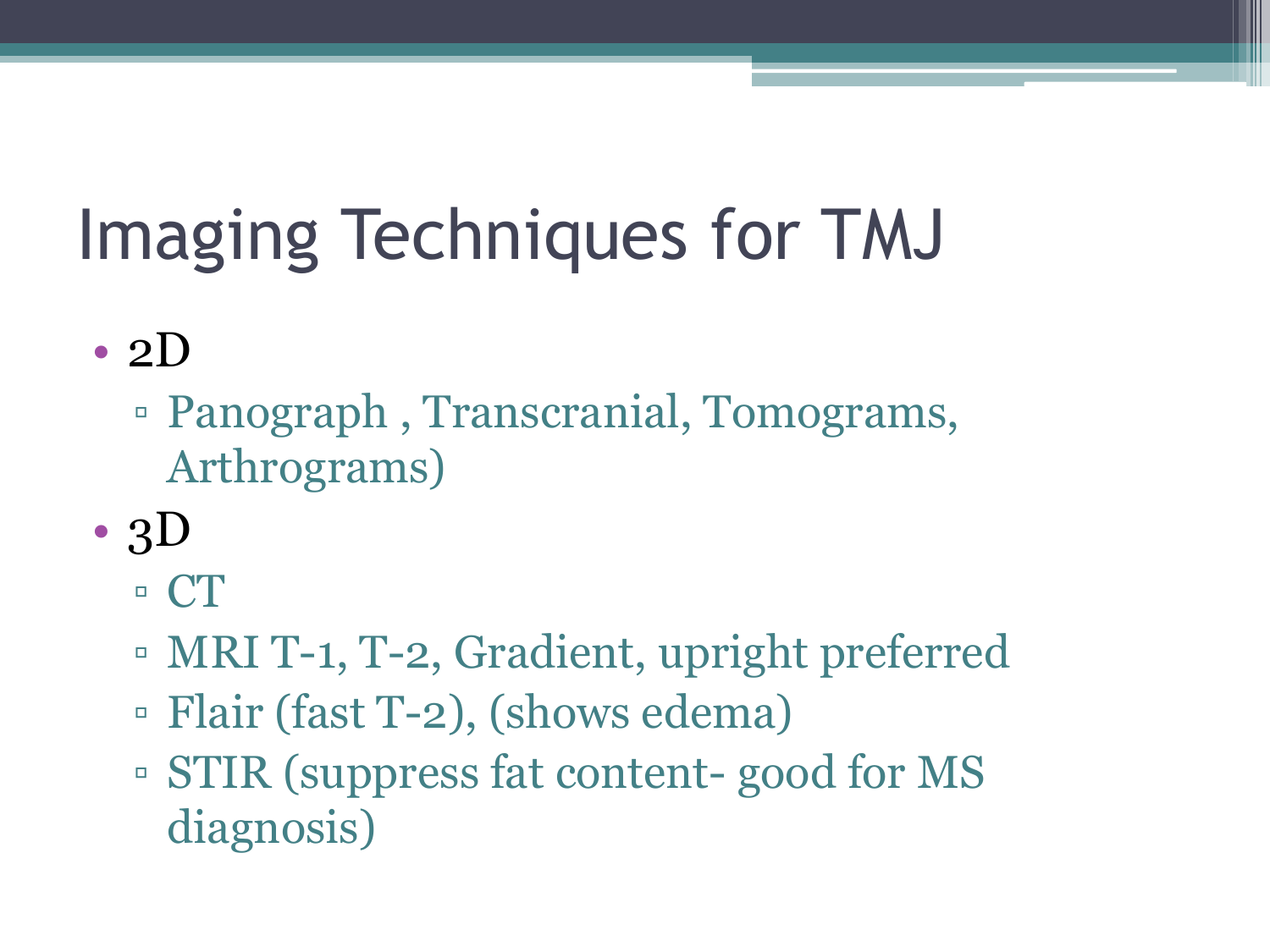# Imaging Techniques for TMJ

- 2D
  - Panograph , Transcranial, Tomograms, Arthrograms)
- 3D
  - CT
  - MRI T-1, T-2, Gradient, upright preferred
  - Flair (fast T-2), (shows edema)
  - STIR (suppress fat content- good for MS diagnosis)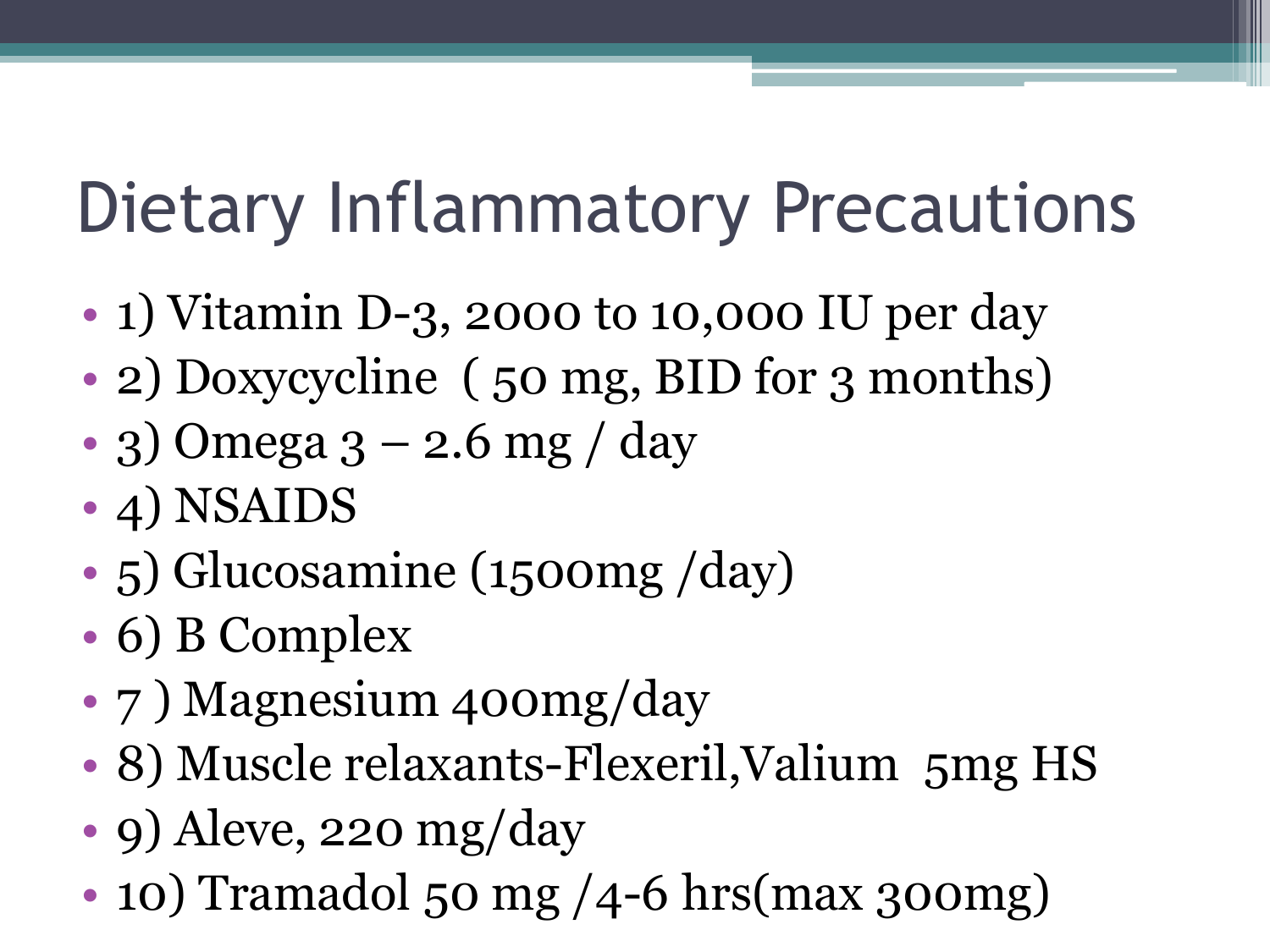# Dietary Inflammatory Precautions

- 1) Vitamin D-3, 2000 to 10,000 IU per day
- 2) Doxycycline  ( 50 mg, BID for 3 months)
- 3) Omega 3 – 2.6 mg / day
- 4) NSAIDS
- 5) Glucosamine (1500mg /day)
- 6) B Complex
- 7 ) Magnesium 400mg/day
- 8) Muscle relaxants-Flexeril,Valium  5mg HS
- 9) Aleve, 220 mg/day
- 10) Tramadol 50 mg /4-6 hrs(max 300mg)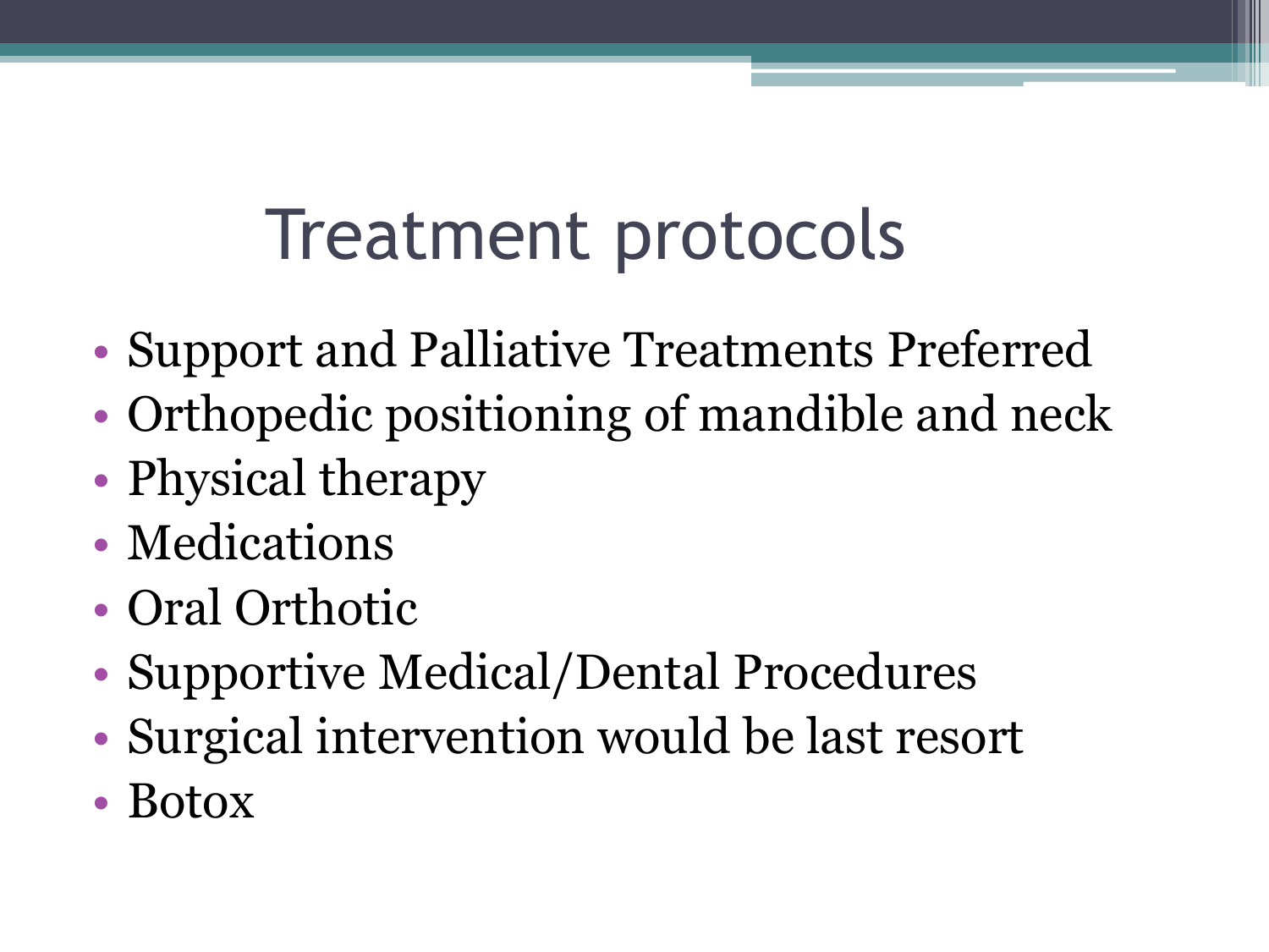# Treatment protocols

- Support and Palliative Treatments Preferred
- Orthopedic positioning of mandible and neck
- Physical therapy
- Medications
- Oral Orthotic
- Supportive Medical/Dental Procedures
- Surgical intervention would be last resort
- Botox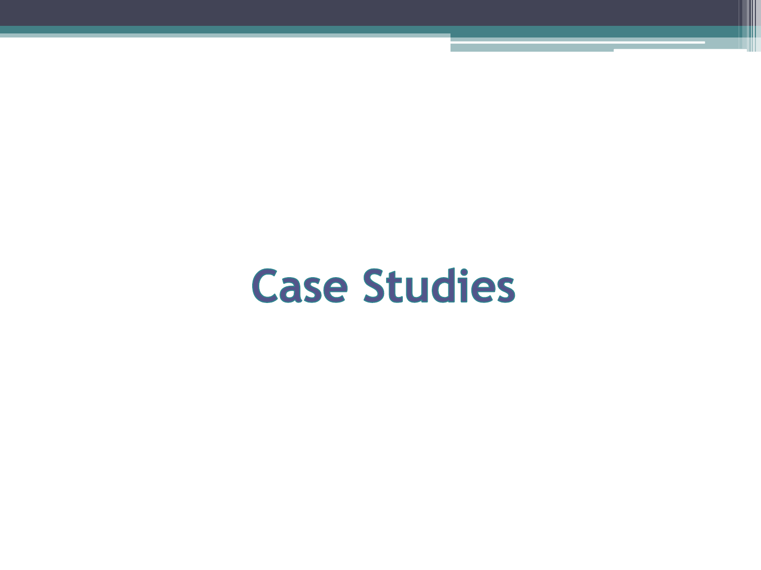# Case Studies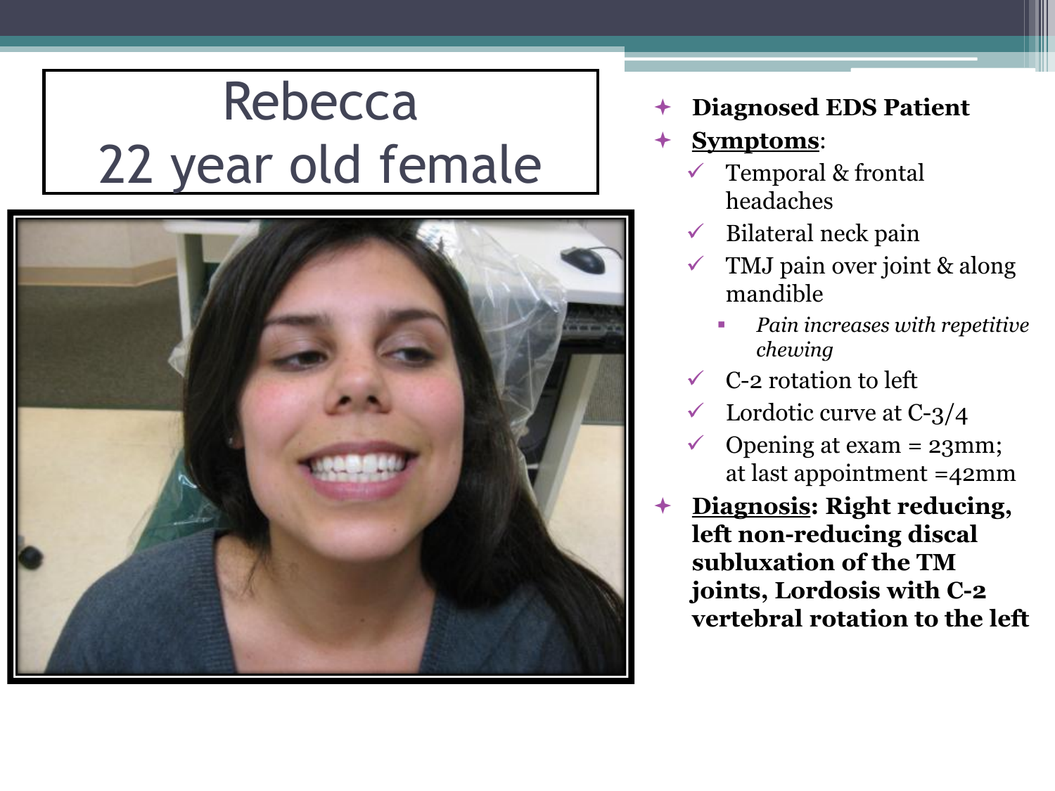# Rebecca
# 22 year old female

- **Diagnosed EDS Patient**
- **Symptoms**:
  - Temporal & frontal headaches
  - Bilateral neck pain
  - TMJ pain over joint & along mandible
    - *Pain increases with repetitive chewing*
  - C-2 rotation to left
  - Lordotic curve at C-3/4
  - Opening at exam = 23mm; at last appointment =42mm
- **Diagnosis: Right reducing, left non-reducing discal subluxation of the TM joints, Lordosis with C-2 vertebral rotation to the left**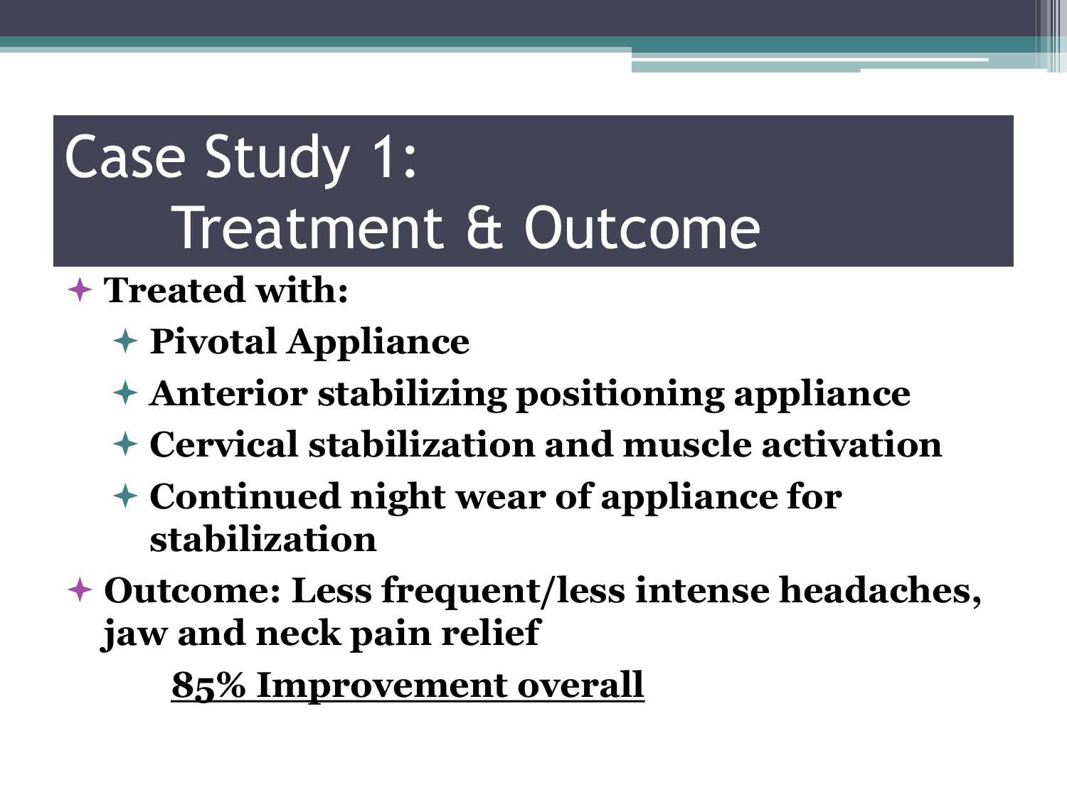# Case Study 1: Treatment & Outcome

- **Treated with:**
  - **Pivotal Appliance**
  - **Anterior stabilizing positioning appliance**
  - **Cervical stabilization and muscle activation**
  - **Continued night wear of appliance for stabilization**
- **Outcome: Less frequent/less intense headaches, jaw and neck pain relief**

  <u>**85% Improvement overall**</u>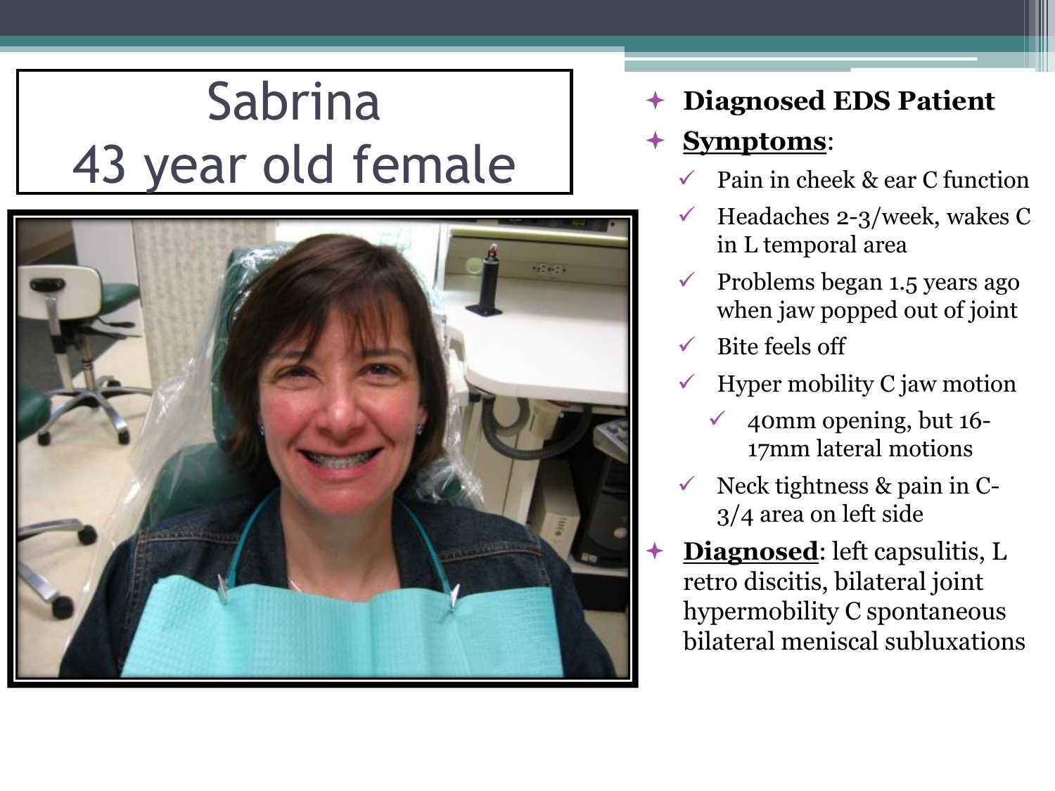# Sabrina
# 43 year old female

- **Diagnosed EDS Patient**
- **Symptoms**:
  - Pain in cheek & ear C function
  - Headaches 2-3/week, wakes C in L temporal area
  - Problems began 1.5 years ago when jaw popped out of joint
  - Bite feels off
  - Hyper mobility C jaw motion
    - 40mm opening, but 16-17mm lateral motions
  - Neck tightness & pain in C-3/4 area on left side
- **Diagnosed**: left capsulitis, L retro discitis, bilateral joint hypermobility C spontaneous bilateral meniscal subluxations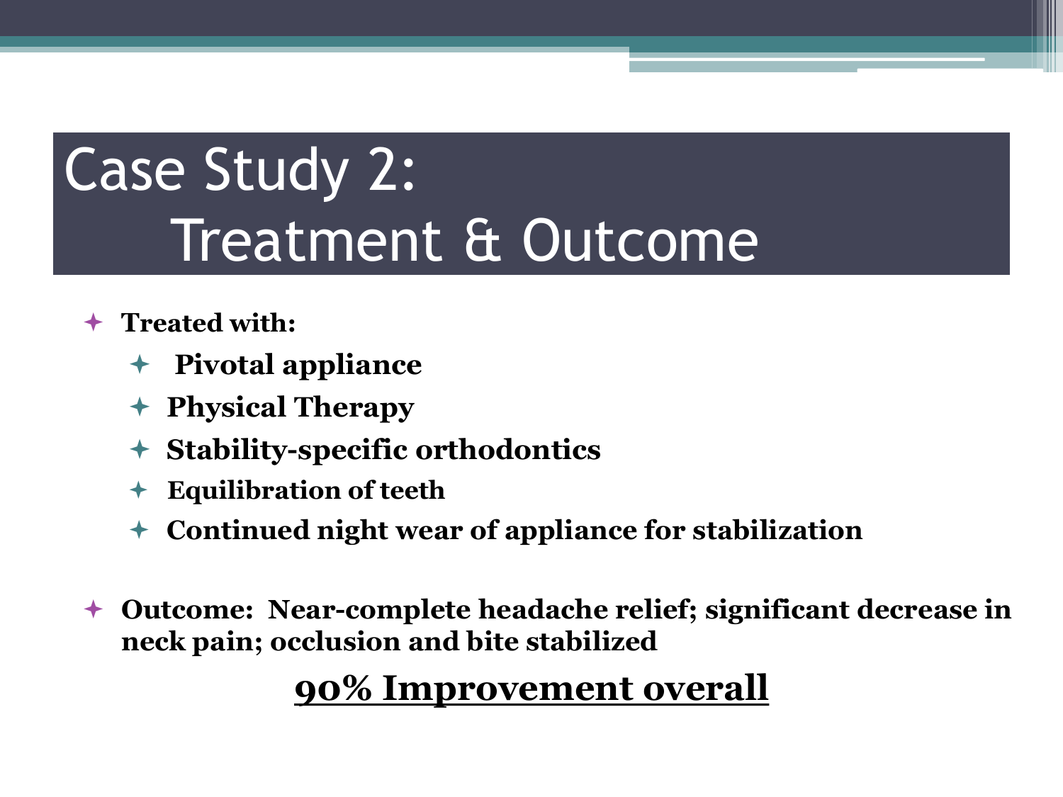# Case Study 2: Treatment & Outcome

- **Treated with:**
  - **Pivotal appliance**
  - **Physical Therapy**
  - **Stability-specific orthodontics**
  - **Equilibration of teeth**
  - **Continued night wear of appliance for stabilization**

- **Outcome: Near-complete headache relief; significant decrease in neck pain; occlusion and bite stabilized**

<u>**90% Improvement overall**</u>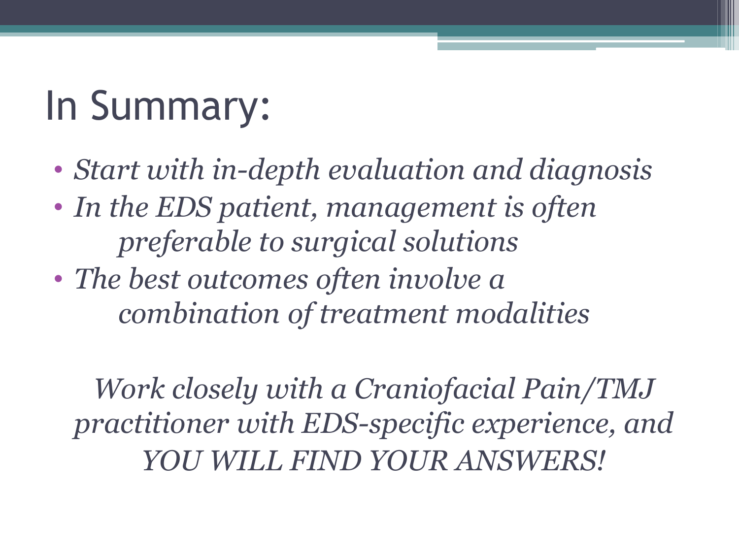# In Summary:

- *Start with in-depth evaluation and diagnosis*
- *In the EDS patient, management is often preferable to surgical solutions*
- *The best outcomes often involve a combination of treatment modalities*

*Work closely with a Craniofacial Pain/TMJ practitioner with EDS-specific experience, and YOU WILL FIND YOUR ANSWERS!*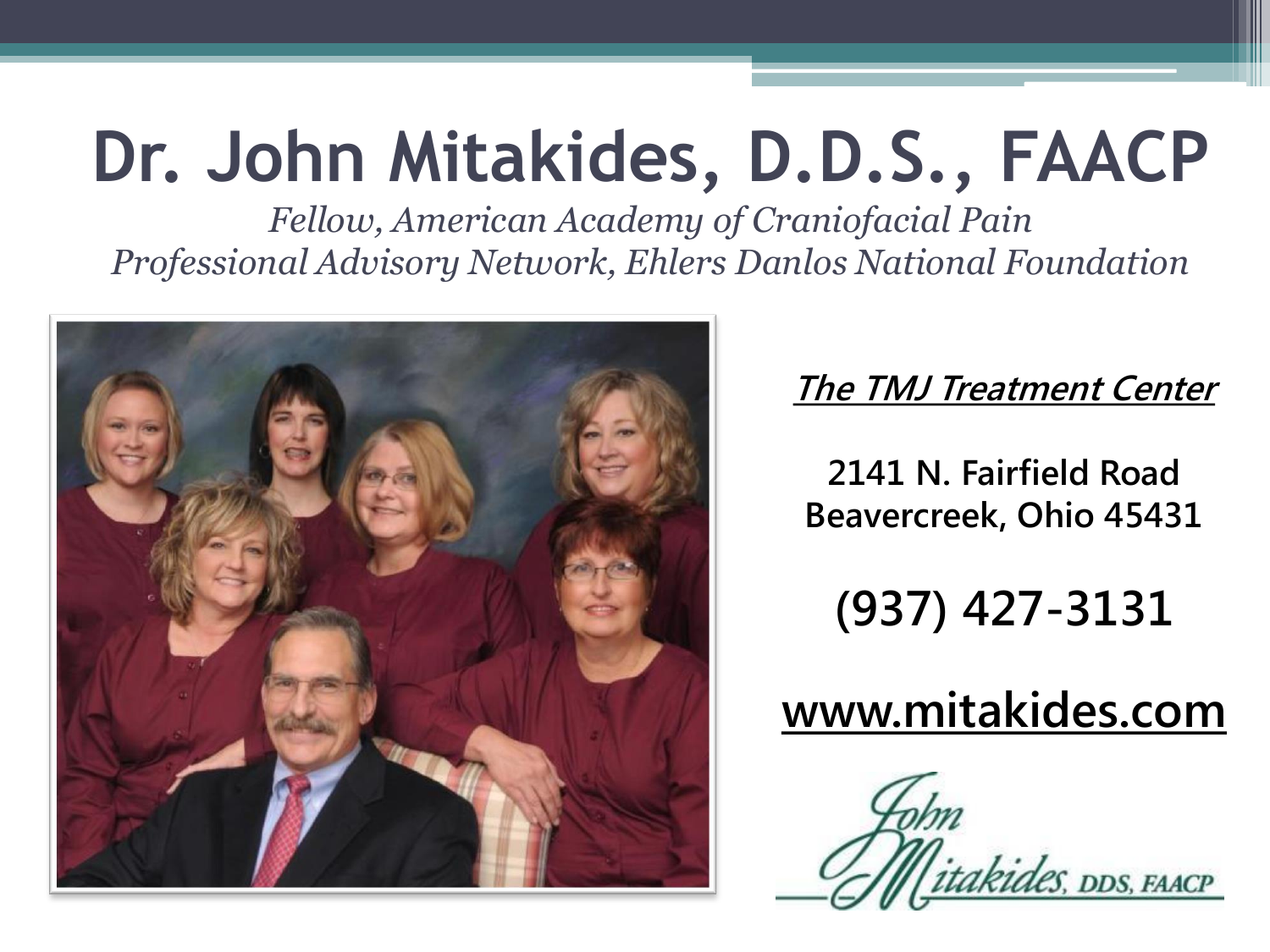# Dr. John Mitakides, D.D.S., FAACP

*Fellow, American Academy of Craniofacial Pain*
*Professional Advisory Network, Ehlers Danlos National Foundation*

***The TMJ Treatment Center***

**2141 N. Fairfield Road**
**Beavercreek, Ohio 45431**

**(937) 427-3131**

**www.mitakides.com**

John Mitakides, DDS, FAACP